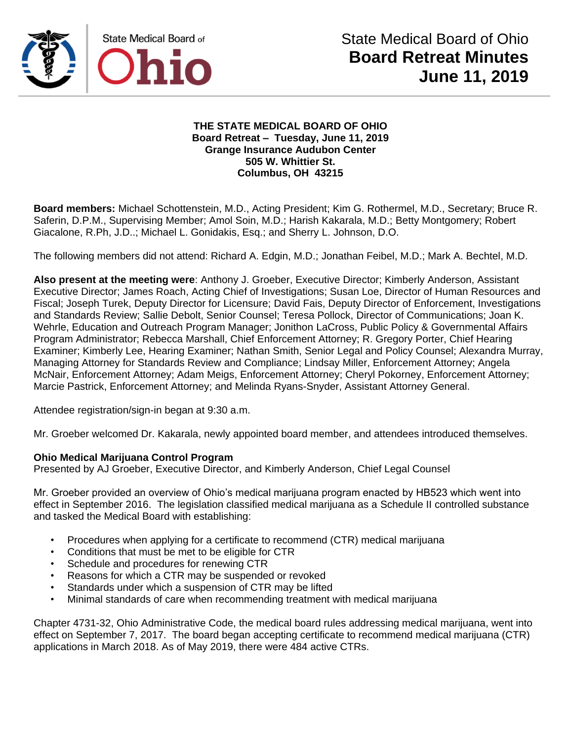# State Medical Board of Ohio
## Board Retreat Minutes
## June 11, 2019

**THE STATE MEDICAL BOARD OF OHIO**
**Board Retreat – Tuesday, June 11, 2019**
**Grange Insurance Audubon Center**
**505 W. Whittier St.**
**Columbus, OH 43215**

**Board members:** Michael Schottenstein, M.D., Acting President; Kim G. Rothermel, M.D., Secretary; Bruce R. Saferin, D.P.M., Supervising Member; Amol Soin, M.D.; Harish Kakarala, M.D.; Betty Montgomery; Robert Giacalone, R.Ph, J.D..; Michael L. Gonidakis, Esq.; and Sherry L. Johnson, D.O.

The following members did not attend: Richard A. Edgin, M.D.; Jonathan Feibel, M.D.; Mark A. Bechtel, M.D.

**Also present at the meeting were**: Anthony J. Groeber, Executive Director; Kimberly Anderson, Assistant Executive Director; James Roach, Acting Chief of Investigations; Susan Loe, Director of Human Resources and Fiscal; Joseph Turek, Deputy Director for Licensure; David Fais, Deputy Director of Enforcement, Investigations and Standards Review; Sallie Debolt, Senior Counsel; Teresa Pollock, Director of Communications; Joan K. Wehrle, Education and Outreach Program Manager; Jonithon LaCross, Public Policy & Governmental Affairs Program Administrator; Rebecca Marshall, Chief Enforcement Attorney; R. Gregory Porter, Chief Hearing Examiner; Kimberly Lee, Hearing Examiner; Nathan Smith, Senior Legal and Policy Counsel; Alexandra Murray, Managing Attorney for Standards Review and Compliance; Lindsay Miller, Enforcement Attorney; Angela McNair, Enforcement Attorney; Adam Meigs, Enforcement Attorney; Cheryl Pokorney, Enforcement Attorney; Marcie Pastrick, Enforcement Attorney; and Melinda Ryans-Snyder, Assistant Attorney General.

Attendee registration/sign-in began at 9:30 a.m.

Mr. Groeber welcomed Dr. Kakarala, newly appointed board member, and attendees introduced themselves.

**Ohio Medical Marijuana Control Program**
Presented by AJ Groeber, Executive Director, and Kimberly Anderson, Chief Legal Counsel

Mr. Groeber provided an overview of Ohio's medical marijuana program enacted by HB523 which went into effect in September 2016. The legislation classified medical marijuana as a Schedule II controlled substance and tasked the Medical Board with establishing:

- Procedures when applying for a certificate to recommend (CTR) medical marijuana
- Conditions that must be met to be eligible for CTR
- Schedule and procedures for renewing CTR
- Reasons for which a CTR may be suspended or revoked
- Standards under which a suspension of CTR may be lifted
- Minimal standards of care when recommending treatment with medical marijuana

Chapter 4731-32, Ohio Administrative Code, the medical board rules addressing medical marijuana, went into effect on September 7, 2017. The board began accepting certificate to recommend medical marijuana (CTR) applications in March 2018. As of May 2019, there were 484 active CTRs.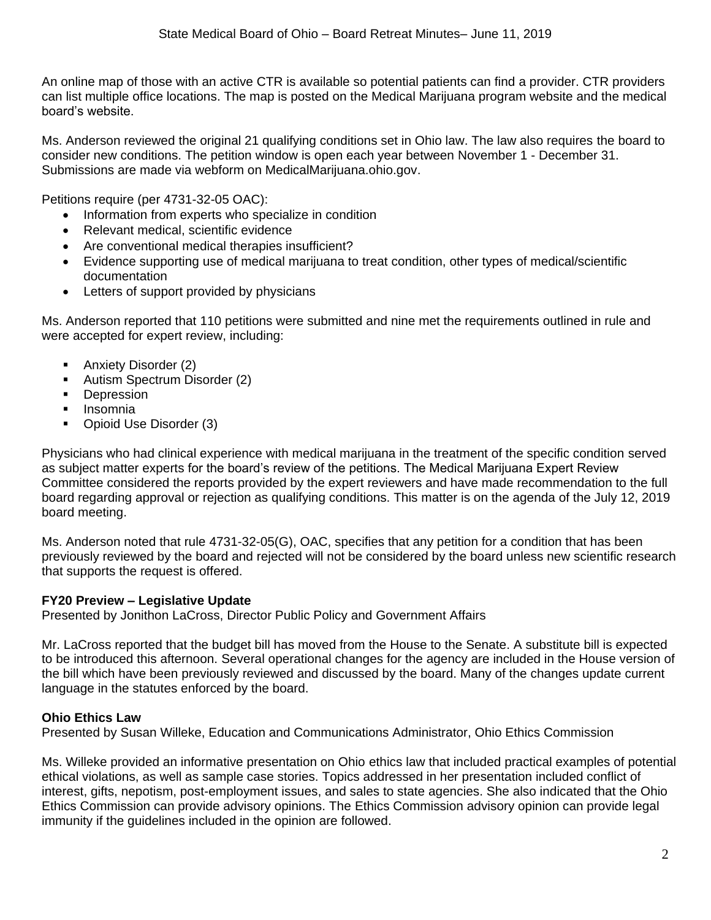An online map of those with an active CTR is available so potential patients can find a provider. CTR providers can list multiple office locations. The map is posted on the Medical Marijuana program website and the medical board's website.

Ms. Anderson reviewed the original 21 qualifying conditions set in Ohio law. The law also requires the board to consider new conditions. The petition window is open each year between November 1 - December 31. Submissions are made via webform on MedicalMarijuana.ohio.gov.

Petitions require (per 4731-32-05 OAC):

- Information from experts who specialize in condition
- Relevant medical, scientific evidence
- Are conventional medical therapies insufficient?
- Evidence supporting use of medical marijuana to treat condition, other types of medical/scientific documentation
- Letters of support provided by physicians

Ms. Anderson reported that 110 petitions were submitted and nine met the requirements outlined in rule and were accepted for expert review, including:

- Anxiety Disorder (2)
- Autism Spectrum Disorder (2)
- Depression
- Insomnia
- Opioid Use Disorder (3)

Physicians who had clinical experience with medical marijuana in the treatment of the specific condition served as subject matter experts for the board's review of the petitions. The Medical Marijuana Expert Review Committee considered the reports provided by the expert reviewers and have made recommendation to the full board regarding approval or rejection as qualifying conditions. This matter is on the agenda of the July 12, 2019 board meeting.

Ms. Anderson noted that rule 4731-32-05(G), OAC, specifies that any petition for a condition that has been previously reviewed by the board and rejected will not be considered by the board unless new scientific research that supports the request is offered.

**FY20 Preview – Legislative Update**
Presented by Jonithon LaCross, Director Public Policy and Government Affairs

Mr. LaCross reported that the budget bill has moved from the House to the Senate. A substitute bill is expected to be introduced this afternoon. Several operational changes for the agency are included in the House version of the bill which have been previously reviewed and discussed by the board. Many of the changes update current language in the statutes enforced by the board.

**Ohio Ethics Law**
Presented by Susan Willeke, Education and Communications Administrator, Ohio Ethics Commission

Ms. Willeke provided an informative presentation on Ohio ethics law that included practical examples of potential ethical violations, as well as sample case stories. Topics addressed in her presentation included conflict of interest, gifts, nepotism, post-employment issues, and sales to state agencies. She also indicated that the Ohio Ethics Commission can provide advisory opinions. The Ethics Commission advisory opinion can provide legal immunity if the guidelines included in the opinion are followed.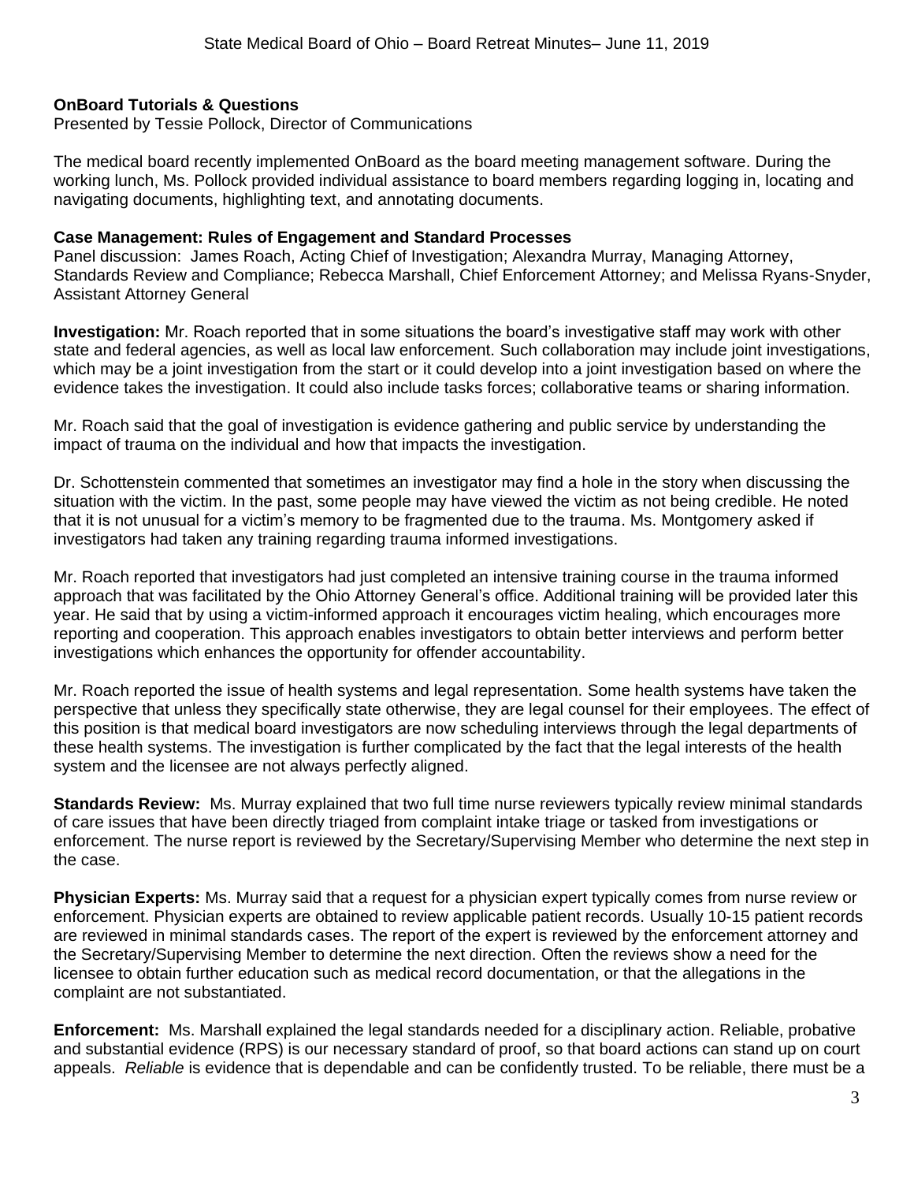**OnBoard Tutorials & Questions**
Presented by Tessie Pollock, Director of Communications

The medical board recently implemented OnBoard as the board meeting management software. During the working lunch, Ms. Pollock provided individual assistance to board members regarding logging in, locating and navigating documents, highlighting text, and annotating documents.

**Case Management: Rules of Engagement and Standard Processes**
Panel discussion: James Roach, Acting Chief of Investigation; Alexandra Murray, Managing Attorney, Standards Review and Compliance; Rebecca Marshall, Chief Enforcement Attorney; and Melissa Ryans-Snyder, Assistant Attorney General

**Investigation:** Mr. Roach reported that in some situations the board's investigative staff may work with other state and federal agencies, as well as local law enforcement. Such collaboration may include joint investigations, which may be a joint investigation from the start or it could develop into a joint investigation based on where the evidence takes the investigation. It could also include tasks forces; collaborative teams or sharing information.

Mr. Roach said that the goal of investigation is evidence gathering and public service by understanding the impact of trauma on the individual and how that impacts the investigation.

Dr. Schottenstein commented that sometimes an investigator may find a hole in the story when discussing the situation with the victim. In the past, some people may have viewed the victim as not being credible. He noted that it is not unusual for a victim's memory to be fragmented due to the trauma. Ms. Montgomery asked if investigators had taken any training regarding trauma informed investigations.

Mr. Roach reported that investigators had just completed an intensive training course in the trauma informed approach that was facilitated by the Ohio Attorney General's office. Additional training will be provided later this year. He said that by using a victim-informed approach it encourages victim healing, which encourages more reporting and cooperation. This approach enables investigators to obtain better interviews and perform better investigations which enhances the opportunity for offender accountability.

Mr. Roach reported the issue of health systems and legal representation. Some health systems have taken the perspective that unless they specifically state otherwise, they are legal counsel for their employees. The effect of this position is that medical board investigators are now scheduling interviews through the legal departments of these health systems. The investigation is further complicated by the fact that the legal interests of the health system and the licensee are not always perfectly aligned.

**Standards Review:** Ms. Murray explained that two full time nurse reviewers typically review minimal standards of care issues that have been directly triaged from complaint intake triage or tasked from investigations or enforcement. The nurse report is reviewed by the Secretary/Supervising Member who determine the next step in the case.

**Physician Experts:** Ms. Murray said that a request for a physician expert typically comes from nurse review or enforcement. Physician experts are obtained to review applicable patient records. Usually 10-15 patient records are reviewed in minimal standards cases. The report of the expert is reviewed by the enforcement attorney and the Secretary/Supervising Member to determine the next direction. Often the reviews show a need for the licensee to obtain further education such as medical record documentation, or that the allegations in the complaint are not substantiated.

**Enforcement:** Ms. Marshall explained the legal standards needed for a disciplinary action. Reliable, probative and substantial evidence (RPS) is our necessary standard of proof, so that board actions can stand up on court appeals. *Reliable* is evidence that is dependable and can be confidently trusted. To be reliable, there must be a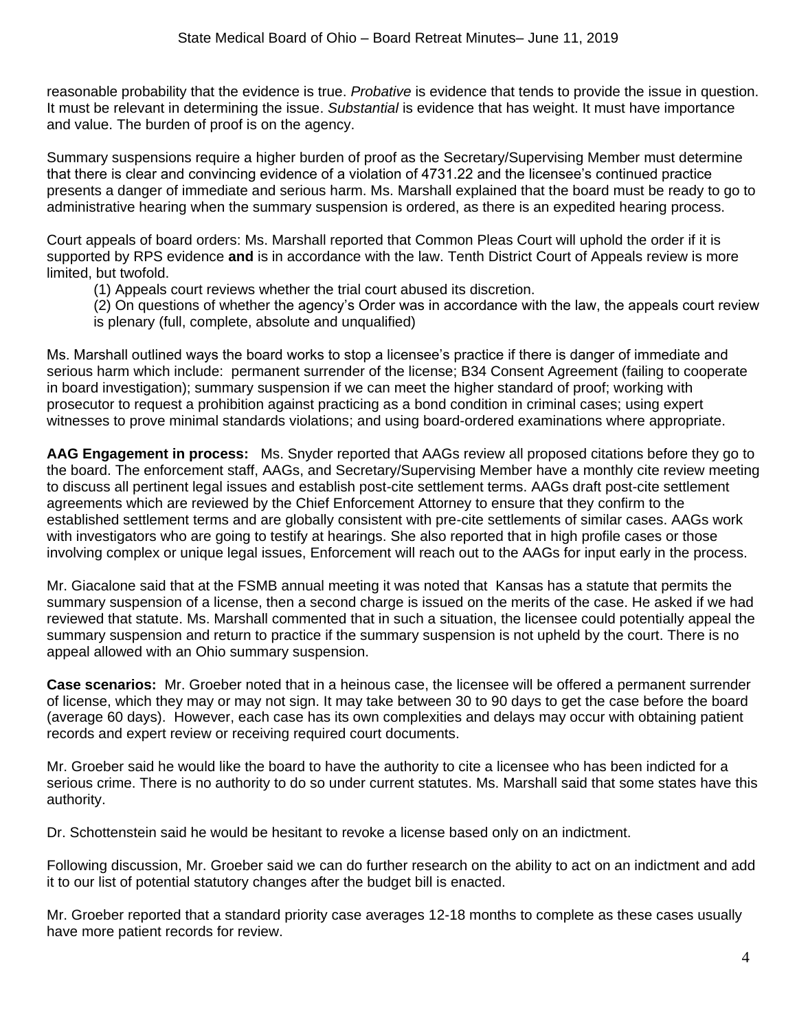reasonable probability that the evidence is true. *Probative* is evidence that tends to provide the issue in question. It must be relevant in determining the issue. *Substantial* is evidence that has weight. It must have importance and value. The burden of proof is on the agency.

Summary suspensions require a higher burden of proof as the Secretary/Supervising Member must determine that there is clear and convincing evidence of a violation of 4731.22 and the licensee's continued practice presents a danger of immediate and serious harm. Ms. Marshall explained that the board must be ready to go to administrative hearing when the summary suspension is ordered, as there is an expedited hearing process.

Court appeals of board orders: Ms. Marshall reported that Common Pleas Court will uphold the order if it is supported by RPS evidence **and** is in accordance with the law. Tenth District Court of Appeals review is more limited, but twofold.

(1) Appeals court reviews whether the trial court abused its discretion.

(2) On questions of whether the agency's Order was in accordance with the law, the appeals court review is plenary (full, complete, absolute and unqualified)

Ms. Marshall outlined ways the board works to stop a licensee's practice if there is danger of immediate and serious harm which include: permanent surrender of the license; B34 Consent Agreement (failing to cooperate in board investigation); summary suspension if we can meet the higher standard of proof; working with prosecutor to request a prohibition against practicing as a bond condition in criminal cases; using expert witnesses to prove minimal standards violations; and using board-ordered examinations where appropriate.

**AAG Engagement in process:** Ms. Snyder reported that AAGs review all proposed citations before they go to the board. The enforcement staff, AAGs, and Secretary/Supervising Member have a monthly cite review meeting to discuss all pertinent legal issues and establish post-cite settlement terms. AAGs draft post-cite settlement agreements which are reviewed by the Chief Enforcement Attorney to ensure that they confirm to the established settlement terms and are globally consistent with pre-cite settlements of similar cases. AAGs work with investigators who are going to testify at hearings. She also reported that in high profile cases or those involving complex or unique legal issues, Enforcement will reach out to the AAGs for input early in the process.

Mr. Giacalone said that at the FSMB annual meeting it was noted that Kansas has a statute that permits the summary suspension of a license, then a second charge is issued on the merits of the case. He asked if we had reviewed that statute. Ms. Marshall commented that in such a situation, the licensee could potentially appeal the summary suspension and return to practice if the summary suspension is not upheld by the court. There is no appeal allowed with an Ohio summary suspension.

**Case scenarios:** Mr. Groeber noted that in a heinous case, the licensee will be offered a permanent surrender of license, which they may or may not sign. It may take between 30 to 90 days to get the case before the board (average 60 days). However, each case has its own complexities and delays may occur with obtaining patient records and expert review or receiving required court documents.

Mr. Groeber said he would like the board to have the authority to cite a licensee who has been indicted for a serious crime. There is no authority to do so under current statutes. Ms. Marshall said that some states have this authority.

Dr. Schottenstein said he would be hesitant to revoke a license based only on an indictment.

Following discussion, Mr. Groeber said we can do further research on the ability to act on an indictment and add it to our list of potential statutory changes after the budget bill is enacted.

Mr. Groeber reported that a standard priority case averages 12-18 months to complete as these cases usually have more patient records for review.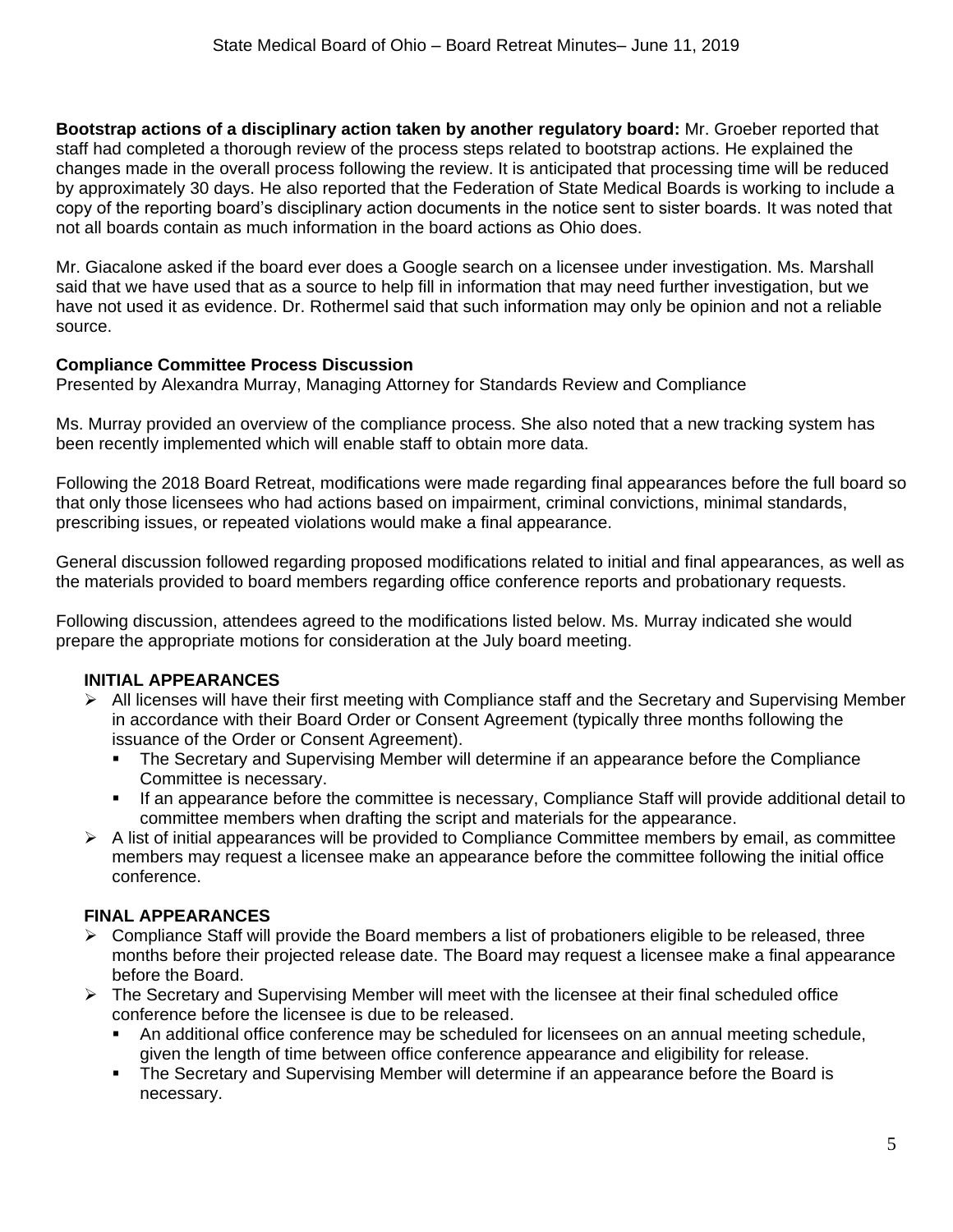**Bootstrap actions of a disciplinary action taken by another regulatory board:** Mr. Groeber reported that staff had completed a thorough review of the process steps related to bootstrap actions. He explained the changes made in the overall process following the review. It is anticipated that processing time will be reduced by approximately 30 days. He also reported that the Federation of State Medical Boards is working to include a copy of the reporting board's disciplinary action documents in the notice sent to sister boards. It was noted that not all boards contain as much information in the board actions as Ohio does.

Mr. Giacalone asked if the board ever does a Google search on a licensee under investigation. Ms. Marshall said that we have used that as a source to help fill in information that may need further investigation, but we have not used it as evidence. Dr. Rothermel said that such information may only be opinion and not a reliable source.

**Compliance Committee Process Discussion**
Presented by Alexandra Murray, Managing Attorney for Standards Review and Compliance

Ms. Murray provided an overview of the compliance process. She also noted that a new tracking system has been recently implemented which will enable staff to obtain more data.

Following the 2018 Board Retreat, modifications were made regarding final appearances before the full board so that only those licensees who had actions based on impairment, criminal convictions, minimal standards, prescribing issues, or repeated violations would make a final appearance.

General discussion followed regarding proposed modifications related to initial and final appearances, as well as the materials provided to board members regarding office conference reports and probationary requests.

Following discussion, attendees agreed to the modifications listed below. Ms. Murray indicated she would prepare the appropriate motions for consideration at the July board meeting.

**INITIAL APPEARANCES**

- All licenses will have their first meeting with Compliance staff and the Secretary and Supervising Member in accordance with their Board Order or Consent Agreement (typically three months following the issuance of the Order or Consent Agreement).
  - The Secretary and Supervising Member will determine if an appearance before the Compliance Committee is necessary.
  - If an appearance before the committee is necessary, Compliance Staff will provide additional detail to committee members when drafting the script and materials for the appearance.
- A list of initial appearances will be provided to Compliance Committee members by email, as committee members may request a licensee make an appearance before the committee following the initial office conference.

**FINAL APPEARANCES**

- Compliance Staff will provide the Board members a list of probationers eligible to be released, three months before their projected release date. The Board may request a licensee make a final appearance before the Board.
- The Secretary and Supervising Member will meet with the licensee at their final scheduled office conference before the licensee is due to be released.
  - An additional office conference may be scheduled for licensees on an annual meeting schedule, given the length of time between office conference appearance and eligibility for release.
  - The Secretary and Supervising Member will determine if an appearance before the Board is necessary.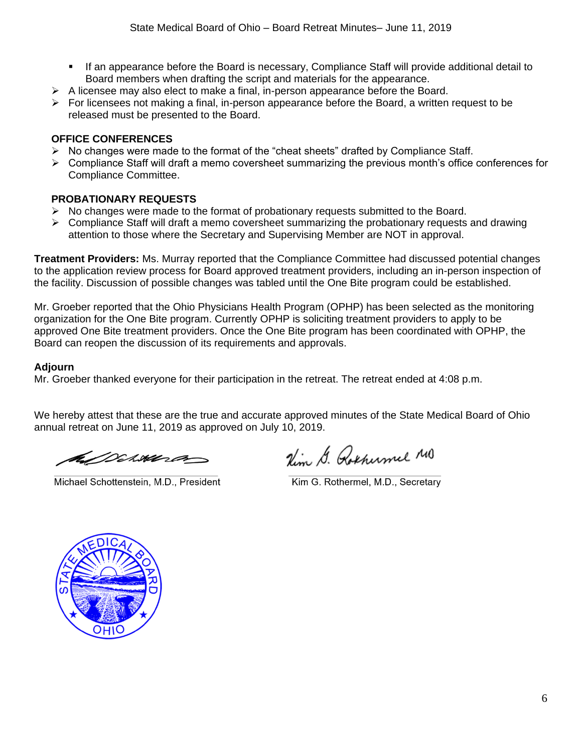- If an appearance before the Board is necessary, Compliance Staff will provide additional detail to Board members when drafting the script and materials for the appearance.
- A licensee may also elect to make a final, in-person appearance before the Board.
- For licensees not making a final, in-person appearance before the Board, a written request to be released must be presented to the Board.

**OFFICE CONFERENCES**

- No changes were made to the format of the "cheat sheets" drafted by Compliance Staff.
- Compliance Staff will draft a memo coversheet summarizing the previous month's office conferences for Compliance Committee.

**PROBATIONARY REQUESTS**

- No changes were made to the format of probationary requests submitted to the Board.
- Compliance Staff will draft a memo coversheet summarizing the probationary requests and drawing attention to those where the Secretary and Supervising Member are NOT in approval.

**Treatment Providers:** Ms. Murray reported that the Compliance Committee had discussed potential changes to the application review process for Board approved treatment providers, including an in-person inspection of the facility. Discussion of possible changes was tabled until the One Bite program could be established.

Mr. Groeber reported that the Ohio Physicians Health Program (OPHP) has been selected as the monitoring organization for the One Bite program. Currently OPHP is soliciting treatment providers to apply to be approved One Bite treatment providers. Once the One Bite program has been coordinated with OPHP, the Board can reopen the discussion of its requirements and approvals.

**Adjourn**

Mr. Groeber thanked everyone for their participation in the retreat. The retreat ended at 4:08 p.m.

We hereby attest that these are the true and accurate approved minutes of the State Medical Board of Ohio annual retreat on June 11, 2019 as approved on July 10, 2019.

Michael Schottenstein, M.D., President

Kim G. Rothermel, M.D., Secretary